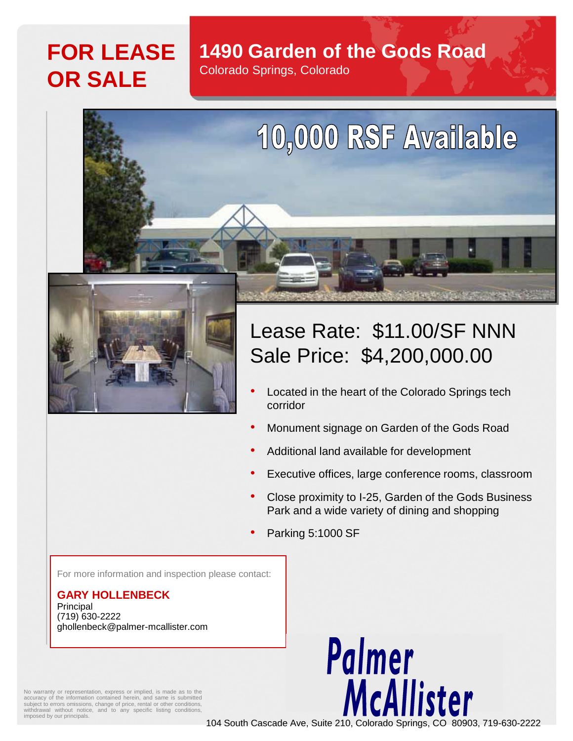# FOR LEASE OR SALE

## 1490 Garden of the Gods Road

Colorado Springs, Colorado

**10,000 RSF Available**

Lease Rate: $11.00/SF NNN
Sale Price: $4,200,000.00

- Located in the heart of the Colorado Springs tech corridor
- Monument signage on Garden of the Gods Road
- Additional land available for development
- Executive offices, large conference rooms, classroom
- Close proximity to I-25, Garden of the Gods Business Park and a wide variety of dining and shopping
- Parking 5:1000 SF

For more information and inspection please contact:

**GARY HOLLENBECK**
Principal
(719) 630-2222
ghollenbeck@palmer-mcallister.com

No warranty or representation, express or implied, is made as to the accuracy of the information contained herein, and same is submitted subject to errors omissions, change of price, rental or other conditions, withdrawal without notice, and to any specific listing conditions, imposed by our principals.

**Palmer McAllister**

104 South Cascade Ave, Suite 210, Colorado Springs, CO 80903, 719-630-2222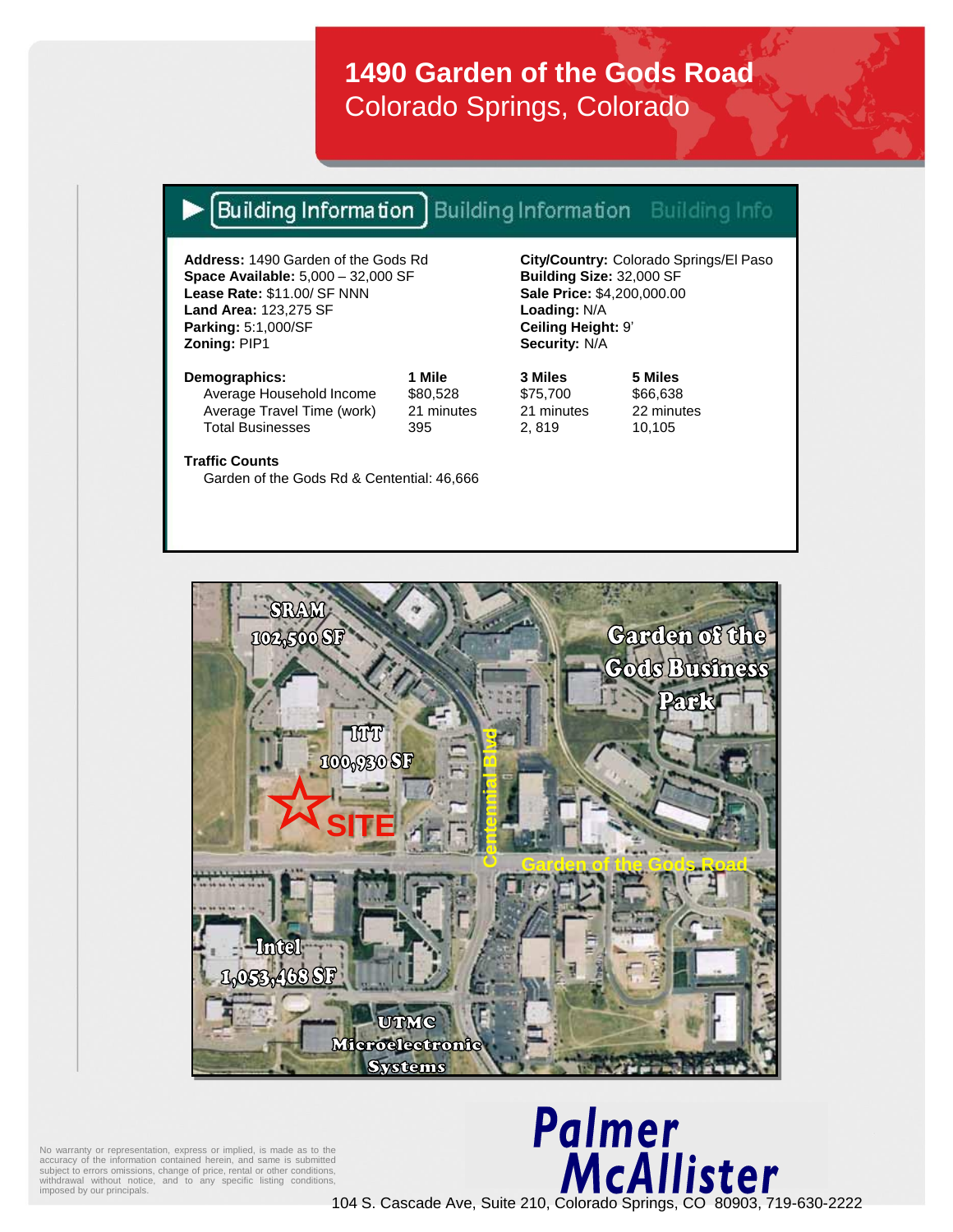# 1490 Garden of the Gods Road
Colorado Springs, Colorado

## Building Information

**Address:** 1490 Garden of the Gods Rd
**Space Available:** 5,000 – 32,000 SF
**Lease Rate:** $11.00/ SF NNN
**Land Area:** 123,275 SF
**Parking:** 5:1,000/SF
**Zoning:** PIP1

**City/Country:** Colorado Springs/El Paso
**Building Size:** 32,000 SF
**Sale Price:** $4,200,000.00
**Loading:** N/A
**Ceiling Height:** 9'
**Security:** N/A

| Demographics: | 1 Mile | 3 Miles | 5 Miles |
|---|---|---|---|
| Average Household Income | $80,528 | $75,700 | $66,638 |
| Average Travel Time (work) | 21 minutes | 21 minutes | 22 minutes |
| Total Businesses | 395 | 2, 819 | 10,105 |

**Traffic Counts**
Garden of the Gods Rd & Centential: 46,666

SRAM
102,500 SF
ITT
100,930 SF
SITE
Centennial Blvd
Garden of the Gods Business Park
Garden of the Gods Road
Intel
1,053,468 SF
UTMC
Microelectronic
Systems

No warranty or representation, express or implied, is made as to the accuracy of the information contained herein, and same is submitted subject to errors omissions, change of price, rental or other conditions, withdrawal without notice, and to any specific listing conditions, imposed by our principals.

Palmer McAllister
104 S. Cascade Ave, Suite 210, Colorado Springs, CO 80903, 719-630-2222